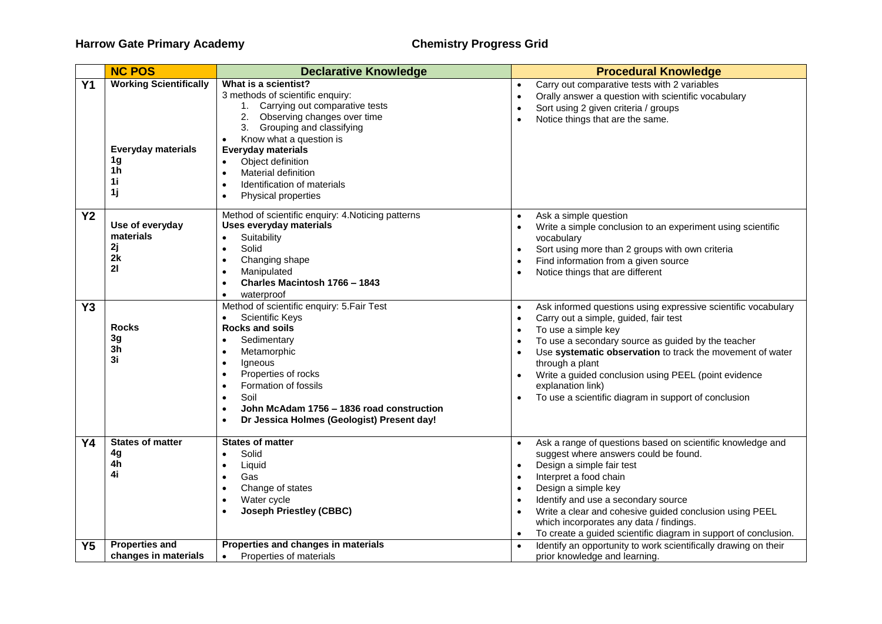**Harrow Gate Primary Academy** **Chemistry Progress Grid**

| | NC POS | Declarative Knowledge | Procedural Knowledge |
|---|---|---|---|
| **Y1** | **Working Scientifically**<br><br>**Everyday materials**<br>**1g**<br>**1h**<br>**1i**<br>**1j** | **What is a scientist?**<br>3 methods of scientific enquiry:<br>1. Carrying out comparative tests<br>2. Observing changes over time<br>3. Grouping and classifying<br>• Know what a question is<br>**Everyday materials**<br>• Object definition<br>• Material definition<br>• Identification of materials<br>• Physical properties | • Carry out comparative tests with 2 variables<br>• Orally answer a question with scientific vocabulary<br>• Sort using 2 given criteria / groups<br>• Notice things that are the same. |
| **Y2** | **Use of everyday materials**<br>**2j**<br>**2k**<br>**2l** | Method of scientific enquiry: 4.Noticing patterns<br>**Uses everyday materials**<br>• Suitability<br>• Solid<br>• Changing shape<br>• Manipulated<br>• **Charles Macintosh 1766 – 1843**<br>• waterproof | • Ask a simple question<br>• Write a simple conclusion to an experiment using scientific vocabulary<br>• Sort using more than 2 groups with own criteria<br>• Find information from a given source<br>• Notice things that are different |
| **Y3** | **Rocks**<br>**3g**<br>**3h**<br>**3i** | Method of scientific enquiry: 5.Fair Test<br>• Scientific Keys<br>**Rocks and soils**<br>• Sedimentary<br>• Metamorphic<br>• Igneous<br>• Properties of rocks<br>• Formation of fossils<br>• Soil<br>• **John McAdam 1756 – 1836 road construction**<br>• **Dr Jessica Holmes (Geologist) Present day!** | • Ask informed questions using expressive scientific vocabulary<br>• Carry out a simple, guided, fair test<br>• To use a simple key<br>• To use a secondary source as guided by the teacher<br>• Use **systematic observation** to track the movement of water through a plant<br>• Write a guided conclusion using PEEL (point evidence explanation link)<br>• To use a scientific diagram in support of conclusion |
| **Y4** | **States of matter**<br>**4g**<br>**4h**<br>**4i** | **States of matter**<br>• Solid<br>• Liquid<br>• Gas<br>• Change of states<br>• Water cycle<br>• **Joseph Priestley (CBBC)** | • Ask a range of questions based on scientific knowledge and suggest where answers could be found.<br>• Design a simple fair test<br>• Interpret a food chain<br>• Design a simple key<br>• Identify and use a secondary source<br>• Write a clear and cohesive guided conclusion using PEEL which incorporates any data / findings.<br>• To create a guided scientific diagram in support of conclusion. |
| **Y5** | **Properties and changes in materials** | **Properties and changes in materials**<br>• Properties of materials | • Identify an opportunity to work scientifically drawing on their prior knowledge and learning. |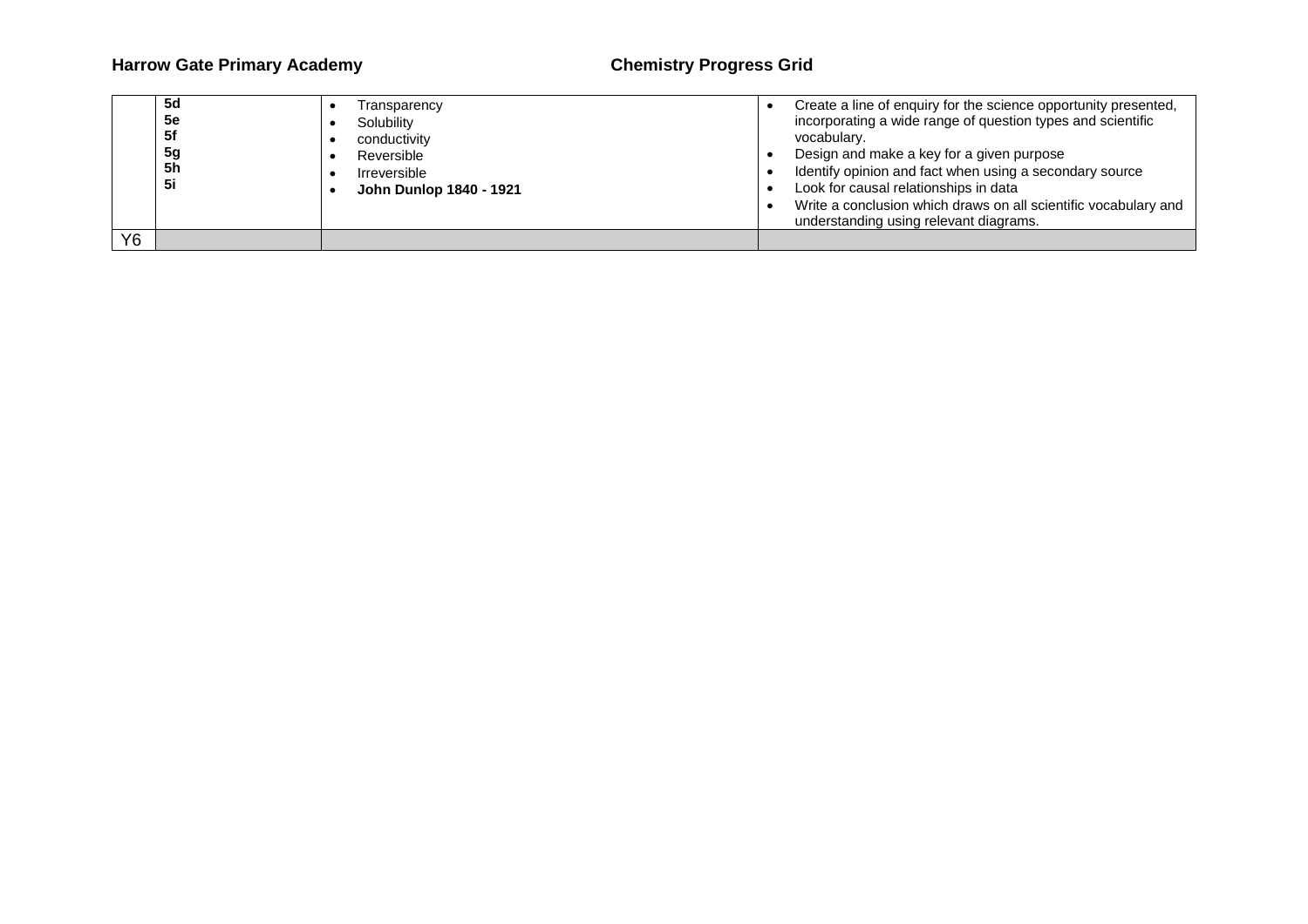**Harrow Gate Primary Academy** **Chemistry Progress Grid**

| | | | |
|---|---|---|---|
| | **5d**<br>**5e**<br>**5f**<br>**5g**<br>**5h**<br>**5i** | • Transparency<br>• Solubility<br>• conductivity<br>• Reversible<br>• Irreversible<br>• **John Dunlop 1840 - 1921** | • Create a line of enquiry for the science opportunity presented, incorporating a wide range of question types and scientific vocabulary.<br>• Design and make a key for a given purpose<br>• Identify opinion and fact when using a secondary source<br>• Look for causal relationships in data<br>• Write a conclusion which draws on all scientific vocabulary and understanding using relevant diagrams. |
| Y6 | | | |